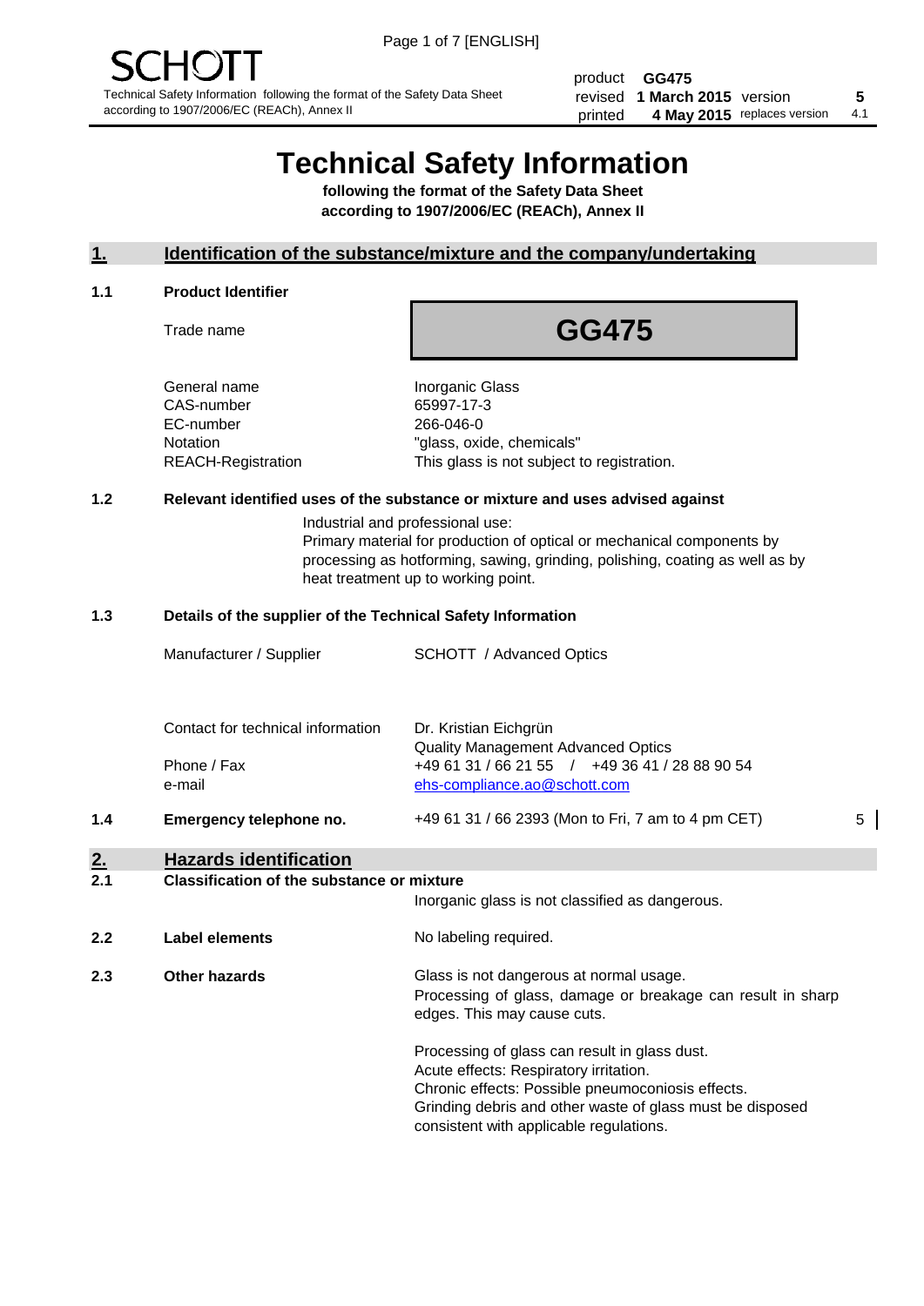SCHOTT

Technical Safety Information following the format of the Safety Data Sheet according to 1907/2006/EC (REACh), Annex II

| product | GG475 | | |
|---|---|---|---|
| revised | 1 March 2015 | version | 5 |
| printed | 4 May 2015 | replaces version | 4.1 |

# Technical Safety Information

**following the format of the Safety Data Sheet according to 1907/2006/EC (REACh), Annex II**

## 1. Identification of the substance/mixture and the company/undertaking

### 1.1 Product Identifier

Trade name: **GG475**

| | |
|---|---|
| General name | Inorganic Glass |
| CAS-number | 65997-17-3 |
| EC-number | 266-046-0 |
| Notation | "glass, oxide, chemicals" |
| REACH-Registration | This glass is not subject to registration. |

### 1.2 Relevant identified uses of the substance or mixture and uses advised against

Industrial and professional use:
Primary material for production of optical or mechanical components by processing as hotforming, sawing, grinding, polishing, coating as well as by heat treatment up to working point.

### 1.3 Details of the supplier of the Technical Safety Information

| | |
|---|---|
| Manufacturer / Supplier | SCHOTT / Advanced Optics |
| Contact for technical information | Dr. Kristian Eichgrün<br>Quality Management Advanced Optics |
| Phone / Fax | +49 61 31 / 66 21 55 / +49 36 41 / 28 88 90 54 |
| e-mail | ehs-compliance.ao@schott.com |

### 1.4 Emergency telephone no.

+49 61 31 / 66 2393 (Mon to Fri, 7 am to 4 pm CET) 5

## 2. Hazards identification

### 2.1 Classification of the substance or mixture

Inorganic glass is not classified as dangerous.

### 2.2 Label elements

No labeling required.

### 2.3 Other hazards

Glass is not dangerous at normal usage.
Processing of glass, damage or breakage can result in sharp edges. This may cause cuts.

Processing of glass can result in glass dust.
Acute effects: Respiratory irritation.
Chronic effects: Possible pneumoconiosis effects.
Grinding debris and other waste of glass must be disposed consistent with applicable regulations.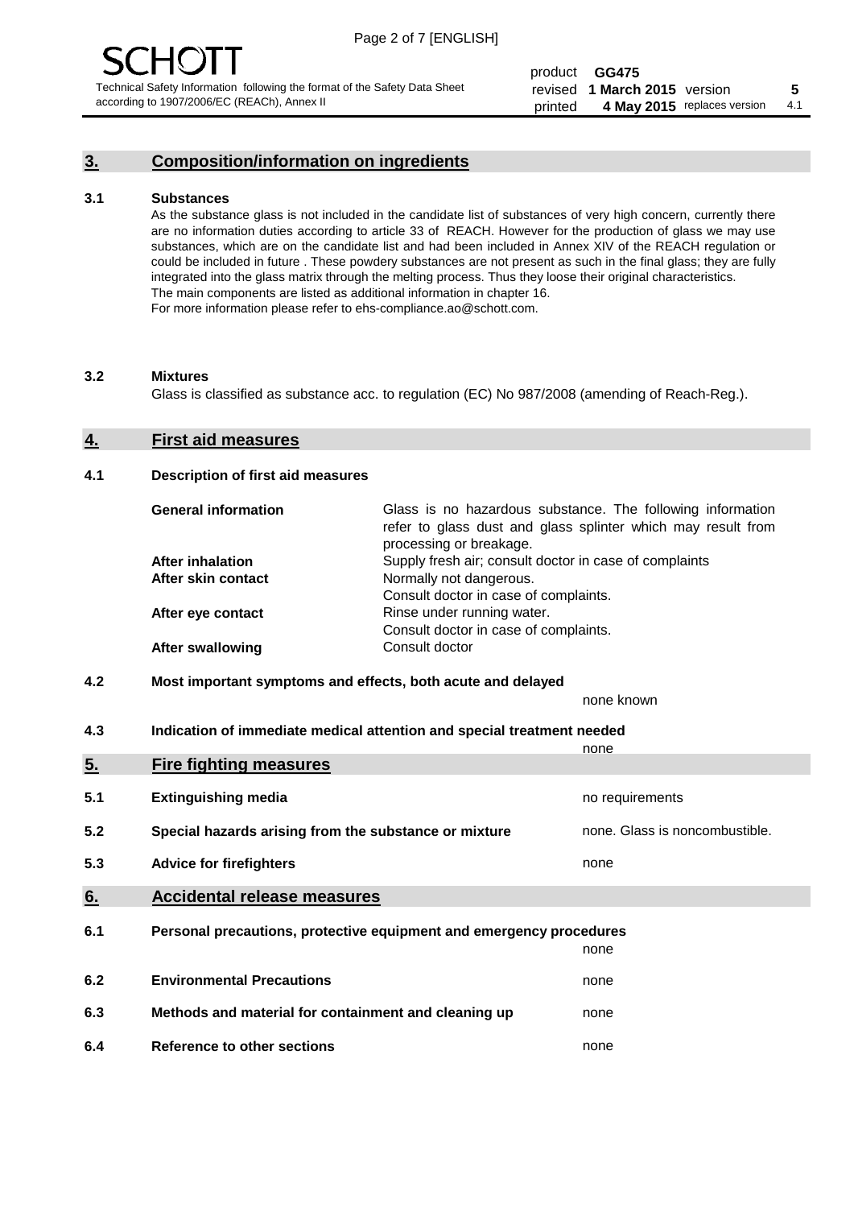## 3. Composition/information on ingredients

### 3.1 Substances

As the substance glass is not included in the candidate list of substances of very high concern, currently there are no information duties according to article 33 of REACH. However for the production of glass we may use substances, which are on the candidate list and had been included in Annex XIV of the REACH regulation or could be included in future . These powdery substances are not present as such in the final glass; they are fully integrated into the glass matrix through the melting process. Thus they loose their original characteristics. The main components are listed as additional information in chapter 16. For more information please refer to ehs-compliance.ao@schott.com.

### 3.2 Mixtures

Glass is classified as substance acc. to regulation (EC) No 987/2008 (amending of Reach-Reg.).

## 4. First aid measures

### 4.1 Description of first aid measures

| | |
|---|---|
| **General information** | Glass is no hazardous substance. The following information refer to glass dust and glass splinter which may result from processing or breakage. |
| **After inhalation** | Supply fresh air; consult doctor in case of complaints |
| **After skin contact** | Normally not dangerous. Consult doctor in case of complaints. |
| **After eye contact** | Rinse under running water. Consult doctor in case of complaints. |
| **After swallowing** | Consult doctor |

### 4.2 Most important symptoms and effects, both acute and delayed

none known

### 4.3 Indication of immediate medical attention and special treatment needed

none

## 5. Fire fighting measures

| | | |
|---|---|---|
| 5.1 | **Extinguishing media** | no requirements |
| 5.2 | **Special hazards arising from the substance or mixture** | none. Glass is noncombustible. |
| 5.3 | **Advice for firefighters** | none |

## 6. Accidental release measures

| | | |
|---|---|---|
| 6.1 | **Personal precautions, protective equipment and emergency procedures** | none |
| 6.2 | **Environmental Precautions** | none |
| 6.3 | **Methods and material for containment and cleaning up** | none |
| 6.4 | **Reference to other sections** | none |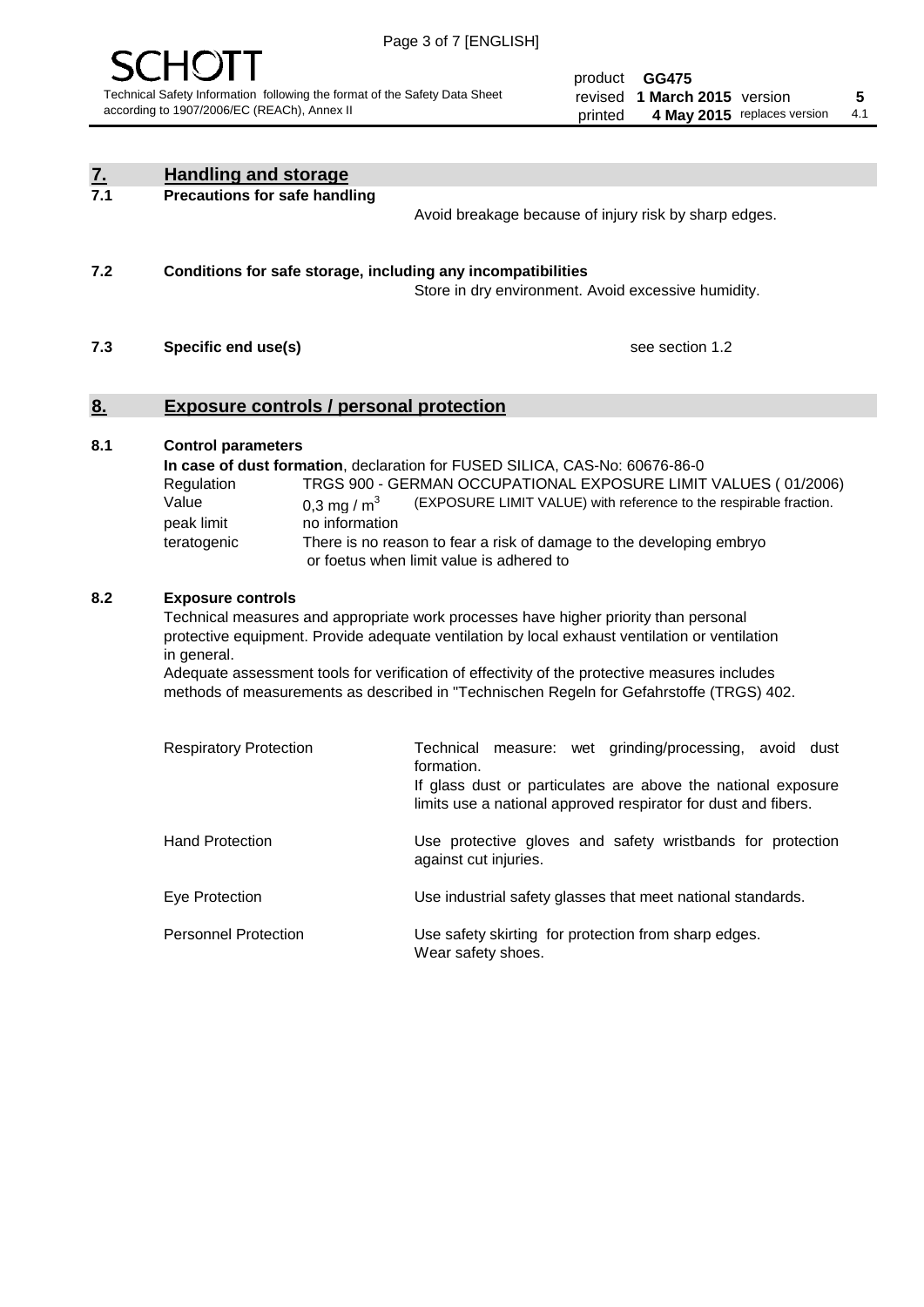## 7. Handling and storage

### 7.1 Precautions for safe handling

Avoid breakage because of injury risk by sharp edges.

### 7.2 Conditions for safe storage, including any incompatibilities

Store in dry environment. Avoid excessive humidity.

### 7.3 Specific end use(s)

see section 1.2

## 8. Exposure controls / personal protection

### 8.1 Control parameters

**In case of dust formation**, declaration for FUSED SILICA, CAS-No: 60676-86-0

| | |
|---|---|
| Regulation | TRGS 900 - GERMAN OCCUPATIONAL EXPOSURE LIMIT VALUES ( 01/2006) |
| Value | 0,3 mg / $m^3$ (EXPOSURE LIMIT VALUE) with reference to the respirable fraction. |
| peak limit | no information |
| teratogenic | There is no reason to fear a risk of damage to the developing embryo or foetus when limit value is adhered to |

### 8.2 Exposure controls

Technical measures and appropriate work processes have higher priority than personal protective equipment. Provide adequate ventilation by local exhaust ventilation or ventilation in general.

Adequate assessment tools for verification of effectivity of the protective measures includes methods of measurements as described in "Technischen Regeln for Gefahrstoffe (TRGS) 402.

| | |
|---|---|
| Respiratory Protection | Technical measure: wet grinding/processing, avoid dust formation. If glass dust or particulates are above the national exposure limits use a national approved respirator for dust and fibers. |
| Hand Protection | Use protective gloves and safety wristbands for protection against cut injuries. |
| Eye Protection | Use industrial safety glasses that meet national standards. |
| Personnel Protection | Use safety skirting for protection from sharp edges. Wear safety shoes. |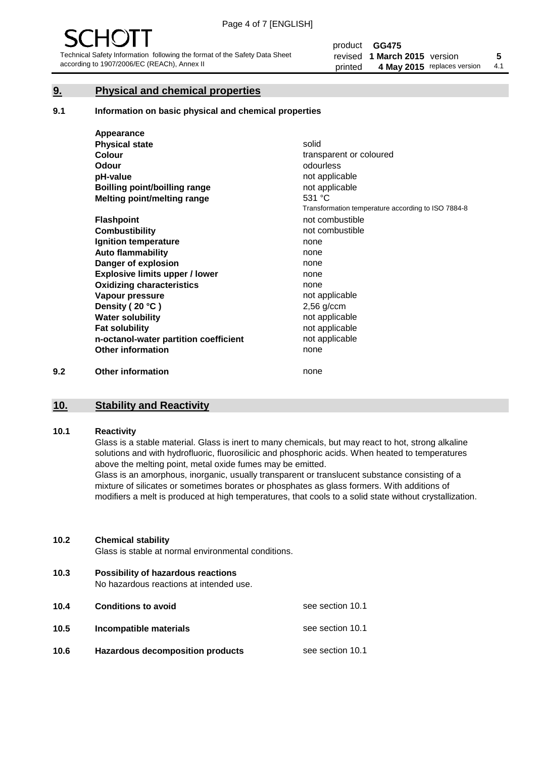## 9. Physical and chemical properties

### 9.1 Information on basic physical and chemical properties

| | |
|---|---|
| **Appearance** | |
| **Physical state** | solid |
| **Colour** | transparent or coloured |
| **Odour** | odourless |
| **pH-value** | not applicable |
| **Boilling point/boilling range** | not applicable |
| **Melting point/melting range** | 531 °C<br>Transformation temperature according to ISO 7884-8 |
| **Flashpoint** | not combustible |
| **Combustibility** | not combustible |
| **Ignition temperature** | none |
| **Auto flammability** | none |
| **Danger of explosion** | none |
| **Explosive limits upper / lower** | none |
| **Oxidizing characteristics** | none |
| **Vapour pressure** | not applicable |
| **Density ( 20 °C )** | 2,56 g/ccm |
| **Water solubility** | not applicable |
| **Fat solubility** | not applicable |
| **n-octanol-water partition coefficient** | not applicable |
| **Other information** | none |

### 9.2 Other information

none

## 10. Stability and Reactivity

### 10.1 Reactivity

Glass is a stable material. Glass is inert to many chemicals, but may react to hot, strong alkaline solutions and with hydrofluoric, fluorosilicic and phosphoric acids. When heated to temperatures above the melting point, metal oxide fumes may be emitted.

Glass is an amorphous, inorganic, usually transparent or translucent substance consisting of a mixture of silicates or sometimes borates or phosphates as glass formers. With additions of modifiers a melt is produced at high temperatures, that cools to a solid state without crystallization.

### 10.2 Chemical stability

Glass is stable at normal environmental conditions.

### 10.3 Possibility of hazardous reactions

No hazardous reactions at intended use.

| | | |
|---|---|---|
| **10.4** | **Conditions to avoid** | see section 10.1 |
| **10.5** | **Incompatible materials** | see section 10.1 |
| **10.6** | **Hazardous decomposition products** | see section 10.1 |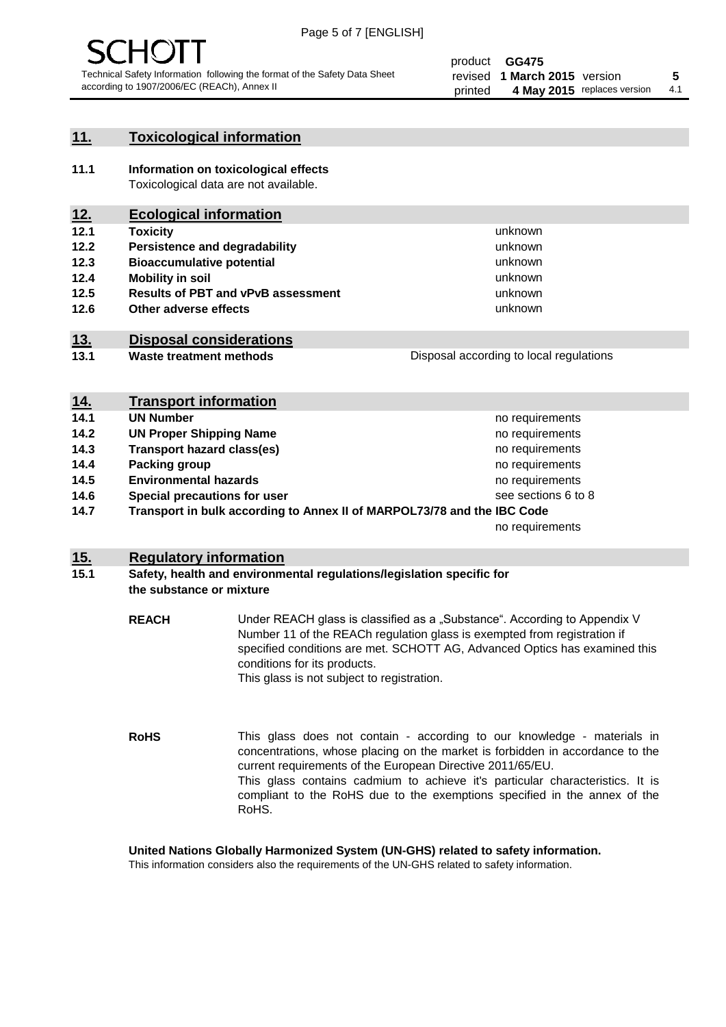## 11. Toxicological information

**11.1 Information on toxicological effects**
Toxicological data are not available.

## 12. Ecological information

| | | |
|---|---|---|
| **12.1** | **Toxicity** | unknown |
| **12.2** | **Persistence and degradability** | unknown |
| **12.3** | **Bioaccumulative potential** | unknown |
| **12.4** | **Mobility in soil** | unknown |
| **12.5** | **Results of PBT and vPvB assessment** | unknown |
| **12.6** | **Other adverse effects** | unknown |

## 13. Disposal considerations

| | | |
|---|---|---|
| **13.1** | **Waste treatment methods** | Disposal according to local regulations |

## 14. Transport information

| | | |
|---|---|---|
| **14.1** | **UN Number** | no requirements |
| **14.2** | **UN Proper Shipping Name** | no requirements |
| **14.3** | **Transport hazard class(es)** | no requirements |
| **14.4** | **Packing group** | no requirements |
| **14.5** | **Environmental hazards** | no requirements |
| **14.6** | **Special precautions for user** | see sections 6 to 8 |
| **14.7** | **Transport in bulk according to Annex II of MARPOL73/78 and the IBC Code** | no requirements |

## 15. Regulatory information

**15.1 Safety, health and environmental regulations/legislation specific for the substance or mixture**

**REACH** Under REACH glass is classified as a „Substance". According to Appendix V Number 11 of the REACh regulation glass is exempted from registration if specified conditions are met. SCHOTT AG, Advanced Optics has examined this conditions for its products.
This glass is not subject to registration.

**RoHS** This glass does not contain - according to our knowledge - materials in concentrations, whose placing on the market is forbidden in accordance to the current requirements of the European Directive 2011/65/EU.
This glass contains cadmium to achieve it's particular characteristics. It is compliant to the RoHS due to the exemptions specified in the annex of the RoHS.

**United Nations Globally Harmonized System (UN-GHS) related to safety information.**
This information considers also the requirements of the UN-GHS related to safety information.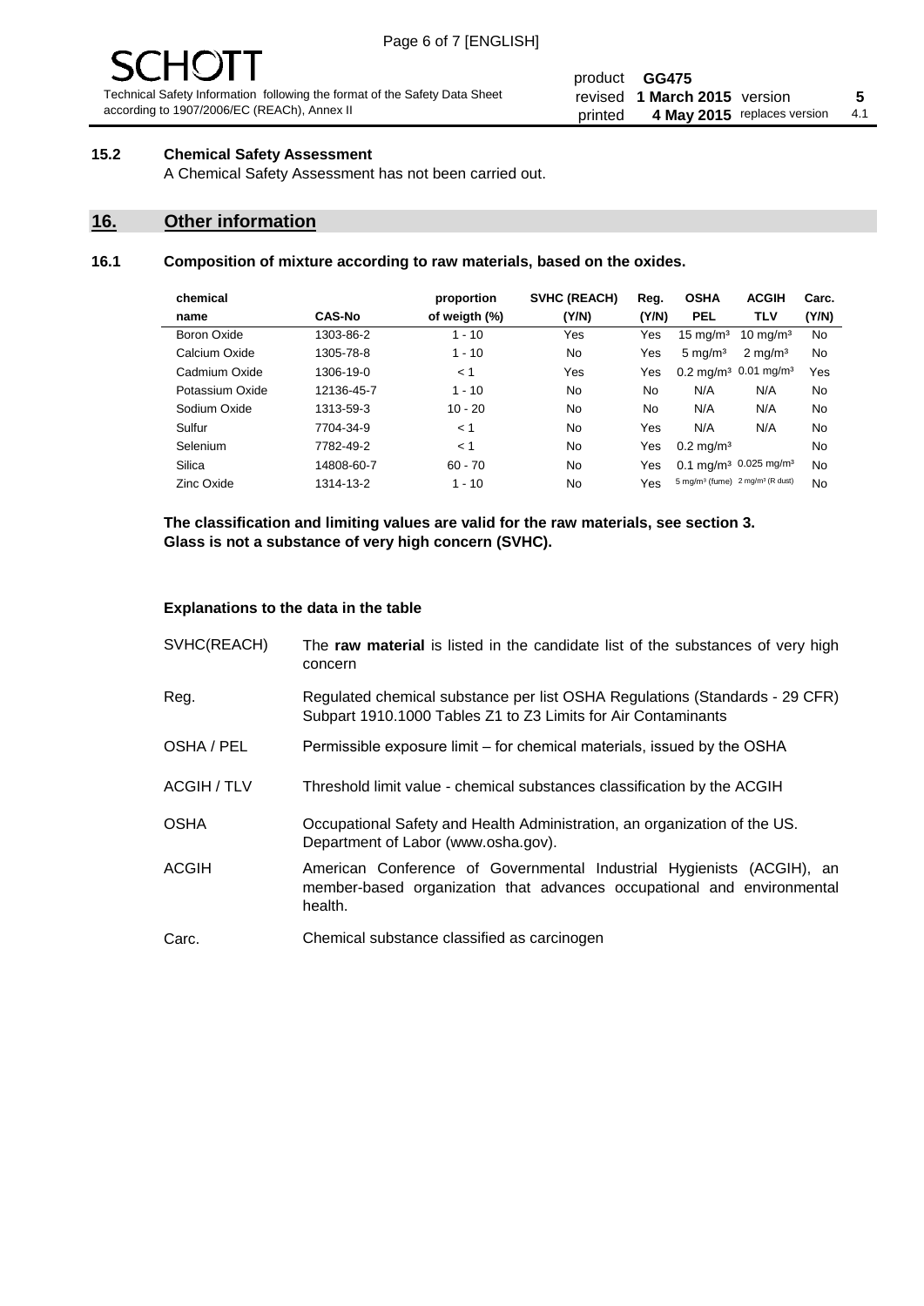### 15.2 Chemical Safety Assessment

A Chemical Safety Assessment has not been carried out.

## 16. Other information

### 16.1 Composition of mixture according to raw materials, based on the oxides.

| chemical name | CAS-No | proportion of weigth (%) | SVHC (REACH) (Y/N) | Reg. (Y/N) | OSHA PEL | ACGIH TLV | Carc. (Y/N) |
|---|---|---|---|---|---|---|---|
| Boron Oxide | 1303-86-2 | 1 - 10 | Yes | Yes | 15 mg/m³ | 10 mg/m³ | No |
| Calcium Oxide | 1305-78-8 | 1 - 10 | No | Yes | 5 mg/m³ | 2 mg/m³ | No |
| Cadmium Oxide | 1306-19-0 | < 1 | Yes | Yes | 0.2 mg/m³ | 0.01 mg/m³ | Yes |
| Potassium Oxide | 12136-45-7 | 1 - 10 | No | No | N/A | N/A | No |
| Sodium Oxide | 1313-59-3 | 10 - 20 | No | No | N/A | N/A | No |
| Sulfur | 7704-34-9 | < 1 | No | Yes | N/A | N/A | No |
| Selenium | 7782-49-2 | < 1 | No | Yes | 0.2 mg/m³ | | No |
| Silica | 14808-60-7 | 60 - 70 | No | Yes | 0.1 mg/m³ | 0.025 mg/m³ | No |
| Zinc Oxide | 1314-13-2 | 1 - 10 | No | Yes | 5 mg/m³ (fume) | 2 mg/m³ (R dust) | No |

**The classification and limiting values are valid for the raw materials, see section 3.**
**Glass is not a substance of very high concern (SVHC).**

#### Explanations to the data in the table

| | |
|---|---|
| SVHC(REACH) | The **raw material** is listed in the candidate list of the substances of very high concern |
| Reg. | Regulated chemical substance per list OSHA Regulations (Standards - 29 CFR) Subpart 1910.1000 Tables Z1 to Z3 Limits for Air Contaminants |
| OSHA / PEL | Permissible exposure limit – for chemical materials, issued by the OSHA |
| ACGIH / TLV | Threshold limit value - chemical substances classification by the ACGIH |
| OSHA | Occupational Safety and Health Administration, an organization of the US. Department of Labor (www.osha.gov). |
| ACGIH | American Conference of Governmental Industrial Hygienists (ACGIH), an member-based organization that advances occupational and environmental health. |
| Carc. | Chemical substance classified as carcinogen |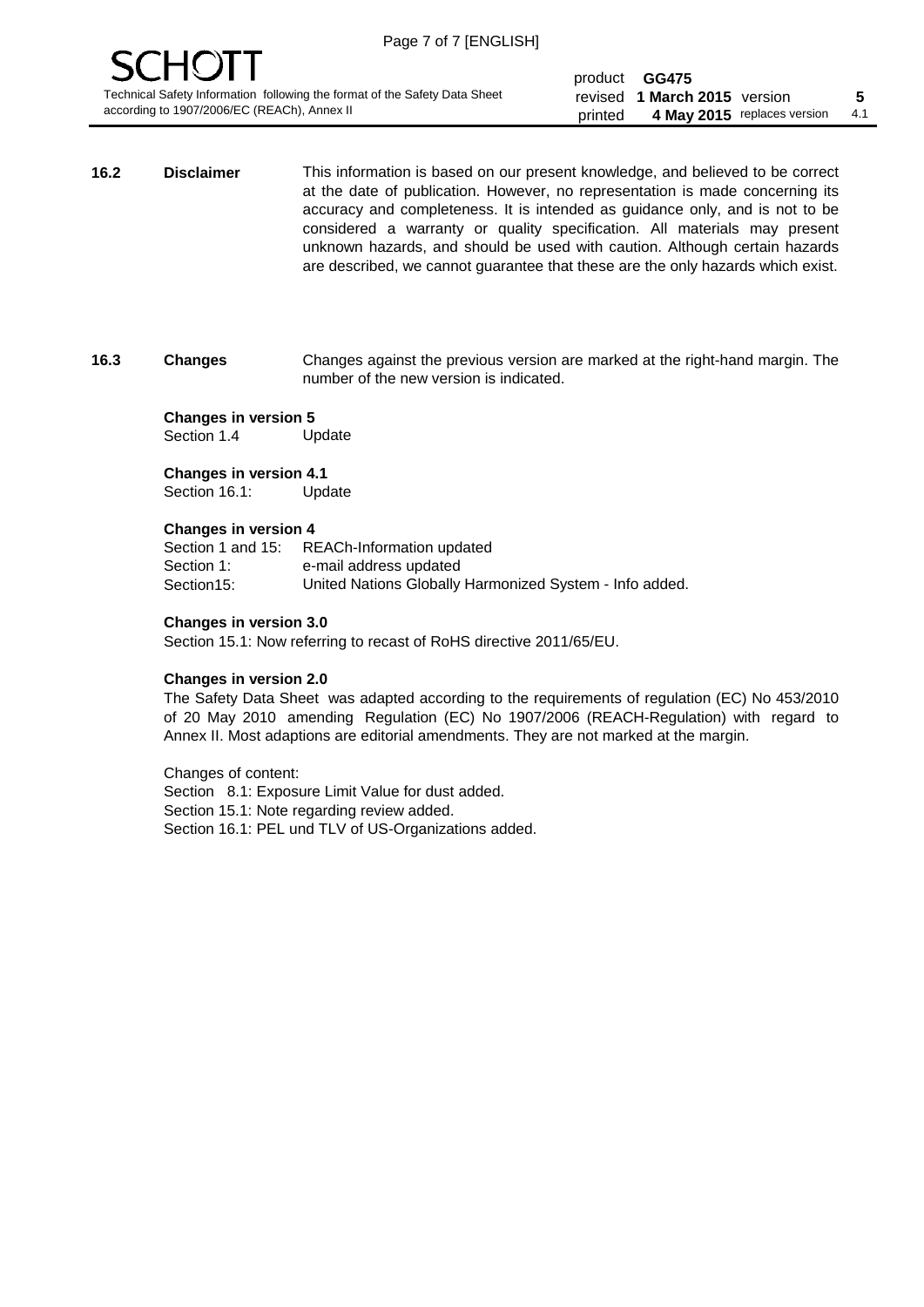**16.2 Disclaimer**

This information is based on our present knowledge, and believed to be correct at the date of publication. However, no representation is made concerning its accuracy and completeness. It is intended as guidance only, and is not to be considered a warranty or quality specification. All materials may present unknown hazards, and should be used with caution. Although certain hazards are described, we cannot guarantee that these are the only hazards which exist.

**16.3 Changes**

Changes against the previous version are marked at the right-hand margin. The number of the new version is indicated.

**Changes in version 5**

Section 1.4 Update

**Changes in version 4.1**

Section 16.1: Update

**Changes in version 4**

Section 1 and 15: REACh-Information updated
Section 1: e-mail address updated
Section15: United Nations Globally Harmonized System - Info added.

**Changes in version 3.0**

Section 15.1: Now referring to recast of RoHS directive 2011/65/EU.

**Changes in version 2.0**

The Safety Data Sheet was adapted according to the requirements of regulation (EC) No 453/2010 of 20 May 2010 amending Regulation (EC) No 1907/2006 (REACH-Regulation) with regard to Annex II. Most adaptions are editorial amendments. They are not marked at the margin.

Changes of content:
Section 8.1: Exposure Limit Value for dust added.
Section 15.1: Note regarding review added.
Section 16.1: PEL und TLV of US-Organizations added.